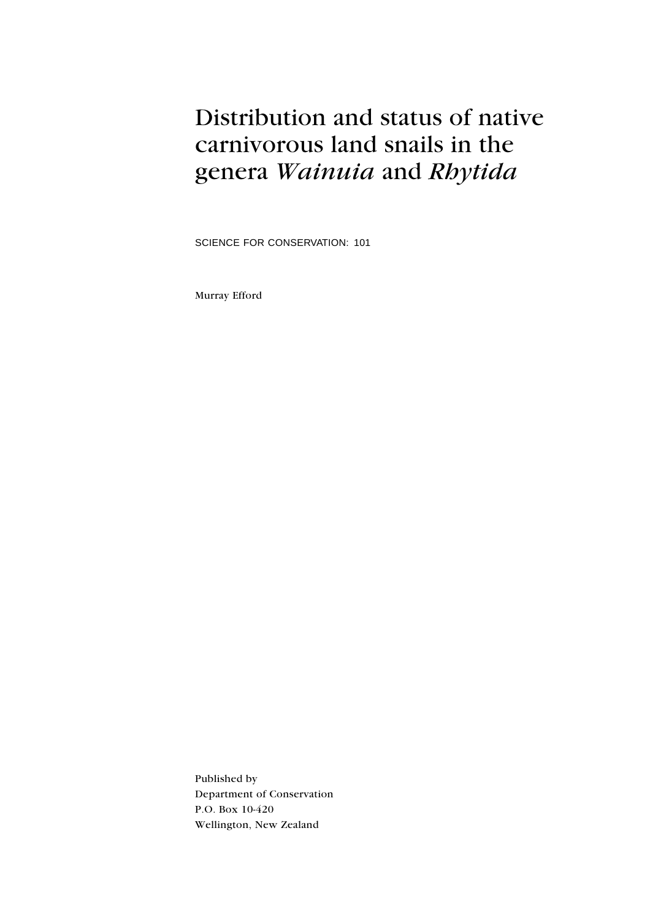# Distribution and status of native carnivorous land snails in the genera *Wainuia* and *Rhytida*

SCIENCE FOR CONSERVATION: 101

Murray Efford

Published by
Department of Conservation
P.O. Box 10-420
Wellington, New Zealand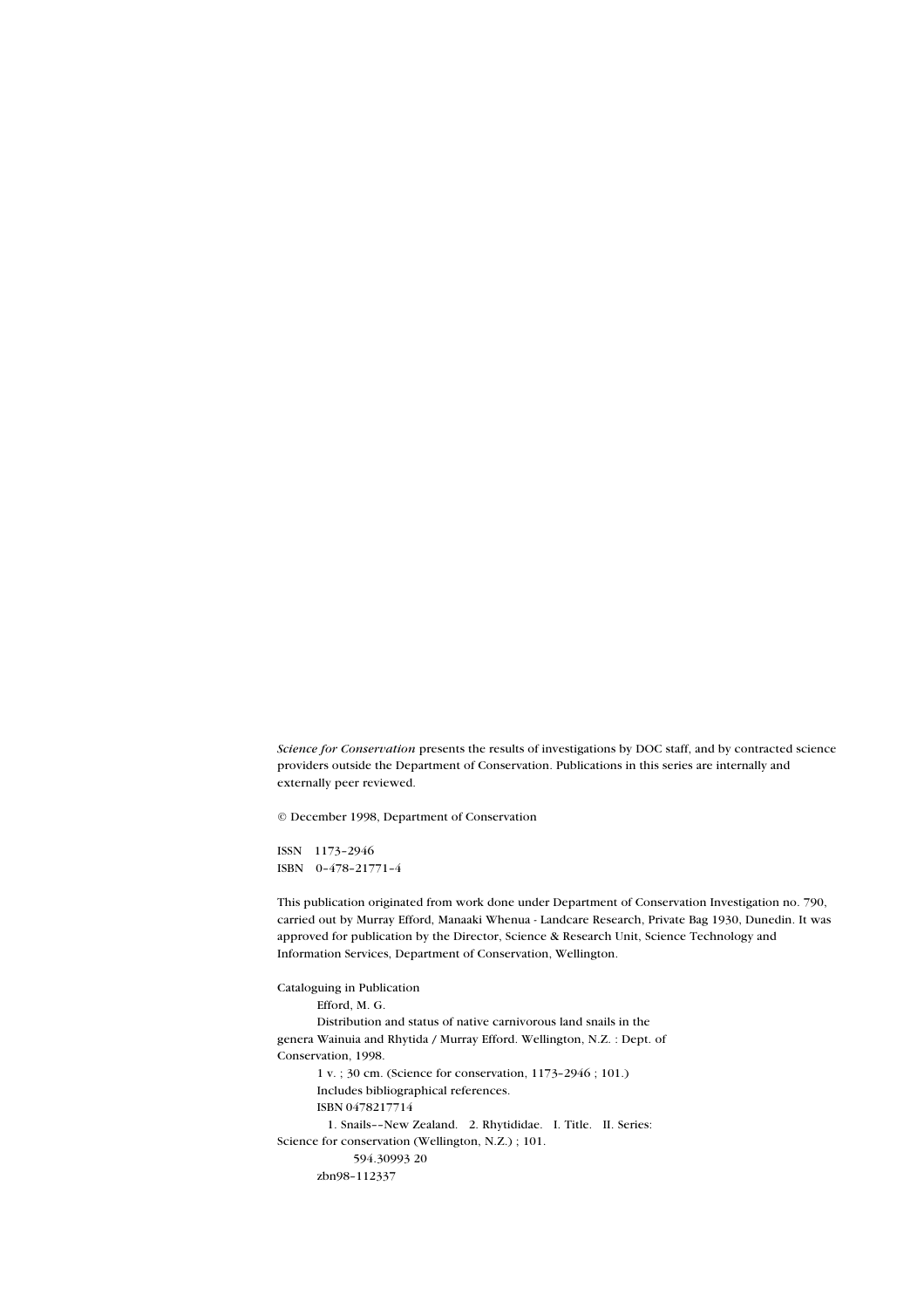*Science for Conservation* presents the results of investigations by DOC staff, and by contracted science providers outside the Department of Conservation. Publications in this series are internally and externally peer reviewed.

© December 1998, Department of Conservation

ISSN 1173–2946
ISBN 0–478–21771–4

This publication originated from work done under Department of Conservation Investigation no. 790, carried out by Murray Efford, Manaaki Whenua - Landcare Research, Private Bag 1930, Dunedin. It was approved for publication by the Director, Science & Research Unit, Science Technology and Information Services, Department of Conservation, Wellington.

Cataloguing in Publication

Efford, M. G.

Distribution and status of native carnivorous land snails in the genera Wainuia and Rhytida / Murray Efford. Wellington, N.Z. : Dept. of Conservation, 1998.

1 v. ; 30 cm. (Science for conservation, 1173–2946 ; 101.)

Includes bibliographical references.

ISBN 0478217714

1. Snails––New Zealand. 2. Rhytididae. I. Title. II. Series: Science for conservation (Wellington, N.Z.) ; 101.

594.30993 20

zbn98–112337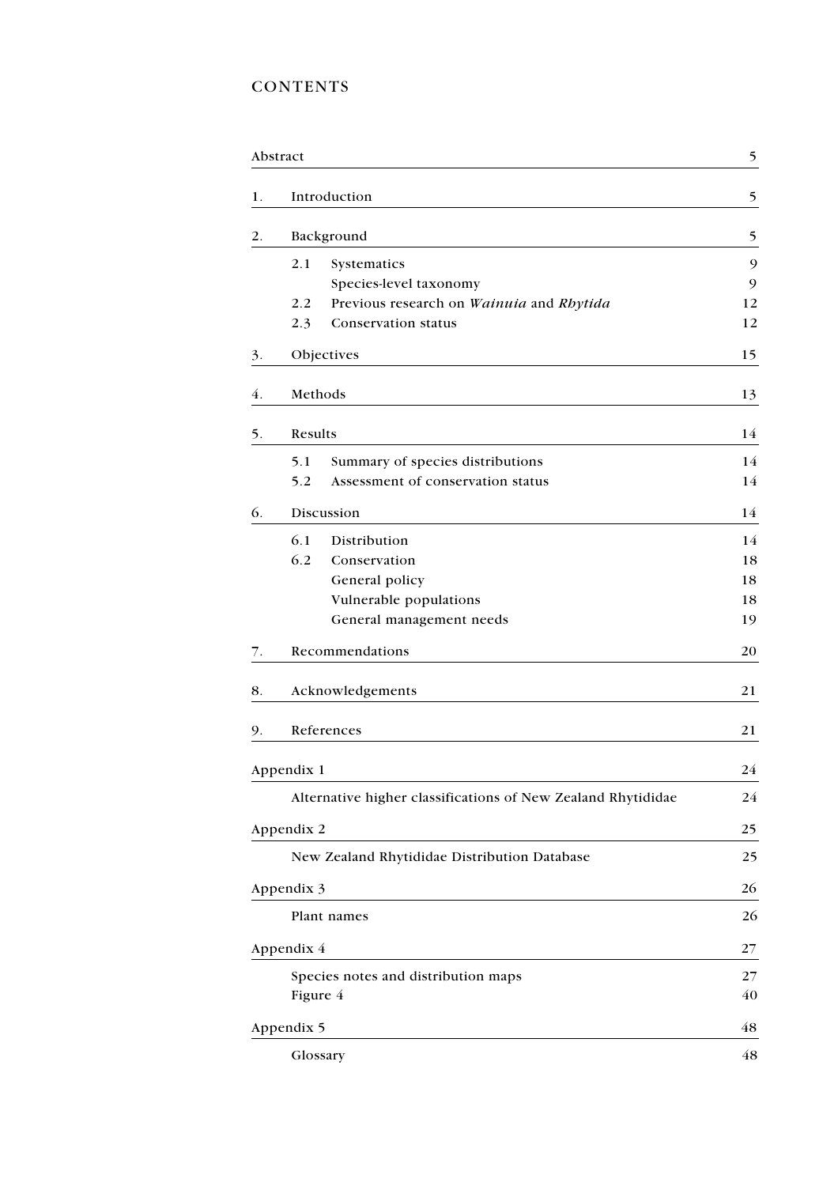# CONTENTS

| | | | |
|---|---|---|---|
| Abstract | | | 5 |
| 1. | Introduction | | 5 |
| 2. | Background | | 5 |
| | 2.1 | Systematics | 9 |
| | | Species-level taxonomy | 9 |
| | 2.2 | Previous research on *Wainuia* and *Rhytida* | 12 |
| | 2.3 | Conservation status | 12 |
| 3. | Objectives | | 15 |
| 4. | Methods | | 13 |
| 5. | Results | | 14 |
| | 5.1 | Summary of species distributions | 14 |
| | 5.2 | Assessment of conservation status | 14 |
| 6. | Discussion | | 14 |
| | 6.1 | Distribution | 14 |
| | 6.2 | Conservation | 18 |
| | | General policy | 18 |
| | | Vulnerable populations | 18 |
| | | General management needs | 19 |
| 7. | Recommendations | | 20 |
| 8. | Acknowledgements | | 21 |
| 9. | References | | 21 |
| Appendix 1 | | | 24 |
| | Alternative higher classifications of New Zealand Rhytididae | | 24 |
| Appendix 2 | | | 25 |
| | New Zealand Rhytididae Distribution Database | | 25 |
| Appendix 3 | | | 26 |
| | Plant names | | 26 |
| Appendix 4 | | | 27 |
| | Species notes and distribution maps | | 27 |
| | Figure 4 | | 40 |
| Appendix 5 | | | 48 |
| | Glossary | | 48 |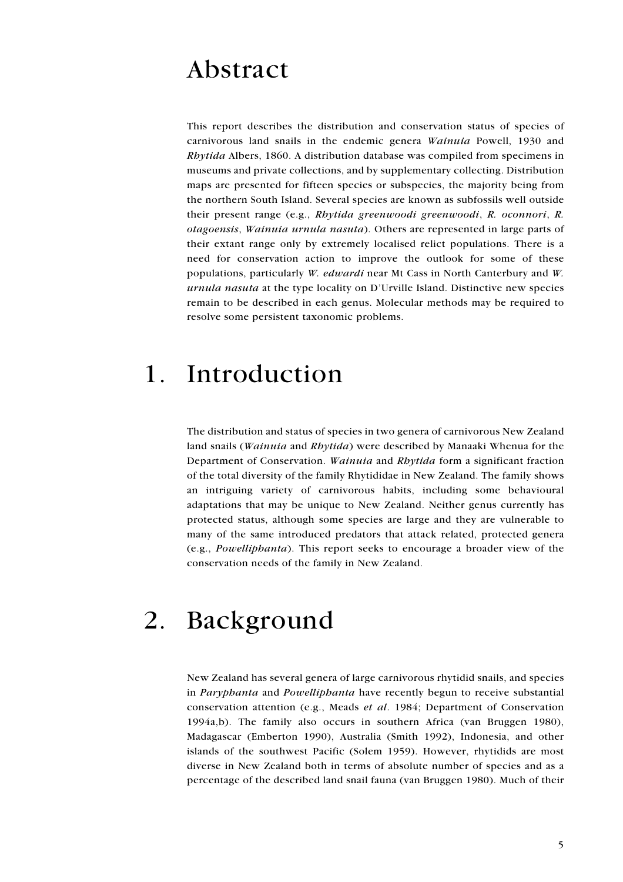# Abstract

This report describes the distribution and conservation status of species of carnivorous land snails in the endemic genera *Wainuia* Powell, 1930 and *Rhytida* Albers, 1860. A distribution database was compiled from specimens in museums and private collections, and by supplementary collecting. Distribution maps are presented for fifteen species or subspecies, the majority being from the northern South Island. Several species are known as subfossils well outside their present range (e.g., *Rhytida greenwoodi greenwoodi*, *R. oconnori*, *R. otagoensis*, *Wainuia urnula nasuta*). Others are represented in large parts of their extant range only by extremely localised relict populations. There is a need for conservation action to improve the outlook for some of these populations, particularly *W. edwardi* near Mt Cass in North Canterbury and *W. urnula nasuta* at the type locality on D'Urville Island. Distinctive new species remain to be described in each genus. Molecular methods may be required to resolve some persistent taxonomic problems.

# 1. Introduction

The distribution and status of species in two genera of carnivorous New Zealand land snails (*Wainuia* and *Rhytida*) were described by Manaaki Whenua for the Department of Conservation. *Wainuia* and *Rhytida* form a significant fraction of the total diversity of the family Rhytididae in New Zealand. The family shows an intriguing variety of carnivorous habits, including some behavioural adaptations that may be unique to New Zealand. Neither genus currently has protected status, although some species are large and they are vulnerable to many of the same introduced predators that attack related, protected genera (e.g., *Powelliphanta*). This report seeks to encourage a broader view of the conservation needs of the family in New Zealand.

# 2. Background

New Zealand has several genera of large carnivorous rhytidid snails, and species in *Paryphanta* and *Powelliphanta* have recently begun to receive substantial conservation attention (e.g., Meads *et al*. 1984; Department of Conservation 1994a,b). The family also occurs in southern Africa (van Bruggen 1980), Madagascar (Emberton 1990), Australia (Smith 1992), Indonesia, and other islands of the southwest Pacific (Solem 1959). However, rhytidids are most diverse in New Zealand both in terms of absolute number of species and as a percentage of the described land snail fauna (van Bruggen 1980). Much of their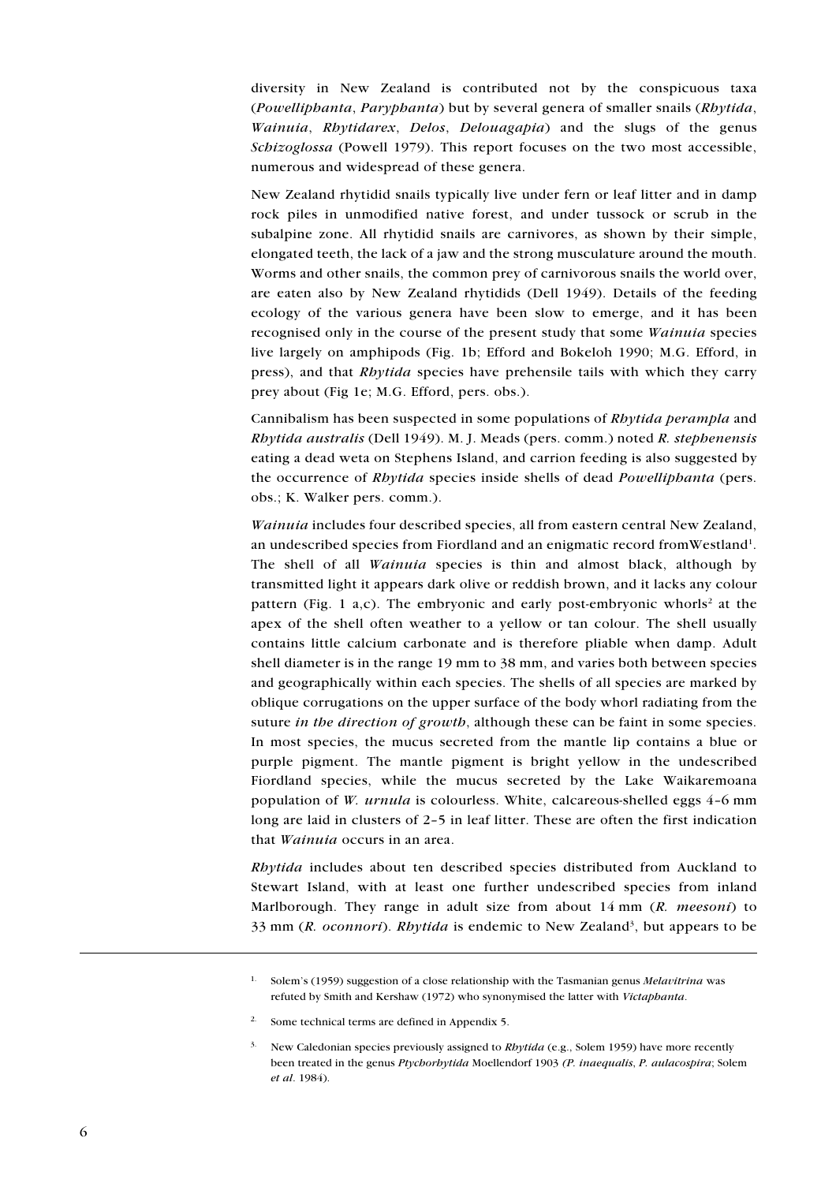diversity in New Zealand is contributed not by the conspicuous taxa (*Powelliphanta*, *Paryphanta*) but by several genera of smaller snails (*Rhytida*, *Wainuia*, *Rhytidarex*, *Delos*, *Delouagapia*) and the slugs of the genus *Schizoglossa* (Powell 1979). This report focuses on the two most accessible, numerous and widespread of these genera.

New Zealand rhytidid snails typically live under fern or leaf litter and in damp rock piles in unmodified native forest, and under tussock or scrub in the subalpine zone. All rhytidid snails are carnivores, as shown by their simple, elongated teeth, the lack of a jaw and the strong musculature around the mouth. Worms and other snails, the common prey of carnivorous snails the world over, are eaten also by New Zealand rhytidids (Dell 1949). Details of the feeding ecology of the various genera have been slow to emerge, and it has been recognised only in the course of the present study that some *Wainuia* species live largely on amphipods (Fig. 1b; Efford and Bokeloh 1990; M.G. Efford, in press), and that *Rhytida* species have prehensile tails with which they carry prey about (Fig 1e; M.G. Efford, pers. obs.).

Cannibalism has been suspected in some populations of *Rhytida perampla* and *Rhytida australis* (Dell 1949). M. J. Meads (pers. comm.) noted *R. stephenensis* eating a dead weta on Stephens Island, and carrion feeding is also suggested by the occurrence of *Rhytida* species inside shells of dead *Powelliphanta* (pers. obs.; K. Walker pers. comm.).

*Wainuia* includes four described species, all from eastern central New Zealand, an undescribed species from Fiordland and an enigmatic record fromWestland[1]. The shell of all *Wainuia* species is thin and almost black, although by transmitted light it appears dark olive or reddish brown, and it lacks any colour pattern (Fig. 1 a,c). The embryonic and early post-embryonic whorls[2] at the apex of the shell often weather to a yellow or tan colour. The shell usually contains little calcium carbonate and is therefore pliable when damp. Adult shell diameter is in the range 19 mm to 38 mm, and varies both between species and geographically within each species. The shells of all species are marked by oblique corrugations on the upper surface of the body whorl radiating from the suture *in the direction of growth*, although these can be faint in some species. In most species, the mucus secreted from the mantle lip contains a blue or purple pigment. The mantle pigment is bright yellow in the undescribed Fiordland species, while the mucus secreted by the Lake Waikaremoana population of *W. urnula* is colourless. White, calcareous-shelled eggs 4–6 mm long are laid in clusters of 2–5 in leaf litter. These are often the first indication that *Wainuia* occurs in an area.

*Rhytida* includes about ten described species distributed from Auckland to Stewart Island, with at least one further undescribed species from inland Marlborough. They range in adult size from about 14 mm (*R. meesoni*) to 33 mm (*R. oconnori*). *Rhytida* is endemic to New Zealand[3], but appears to be

---

[1] Solem's (1959) suggestion of a close relationship with the Tasmanian genus *Melavitrina* was refuted by Smith and Kershaw (1972) who synonymised the latter with *Victaphanta*.

[2] Some technical terms are defined in Appendix 5.

[3] New Caledonian species previously assigned to *Rhytida* (e.g., Solem 1959) have more recently been treated in the genus *Ptychorhytida* Moellendorf 1903 (*P. inaequalis*, *P. aulacospira*; Solem *et al*. 1984).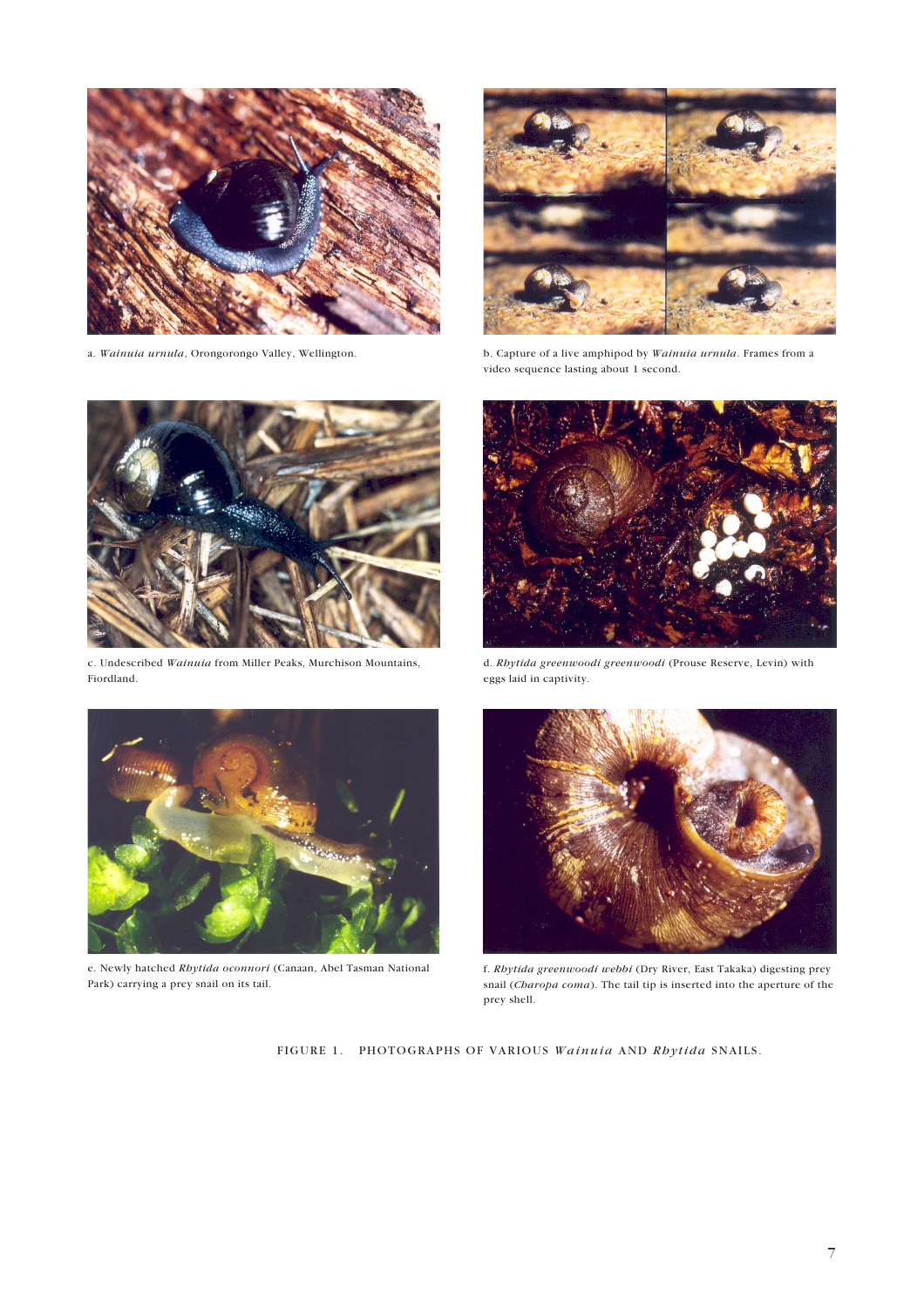a. *Wainuia urnula*, Orongorongo Valley, Wellington.

b. Capture of a live amphipod by *Wainuia urnula*. Frames from a video sequence lasting about 1 second.

c. Undescribed *Wainuia* from Miller Peaks, Murchison Mountains, Fiordland.

d. *Rhytida greenwoodi greenwoodi* (Prouse Reserve, Levin) with eggs laid in captivity.

e. Newly hatched *Rhytida oconnori* (Canaan, Abel Tasman National Park) carrying a prey snail on its tail.

f. *Rhytida greenwoodi webbi* (Dry River, East Takaka) digesting prey snail (*Charopa coma*). The tail tip is inserted into the aperture of the prey shell.

FIGURE 1. PHOTOGRAPHS OF VARIOUS *Wainuia* AND *Rhytida* SNAILS.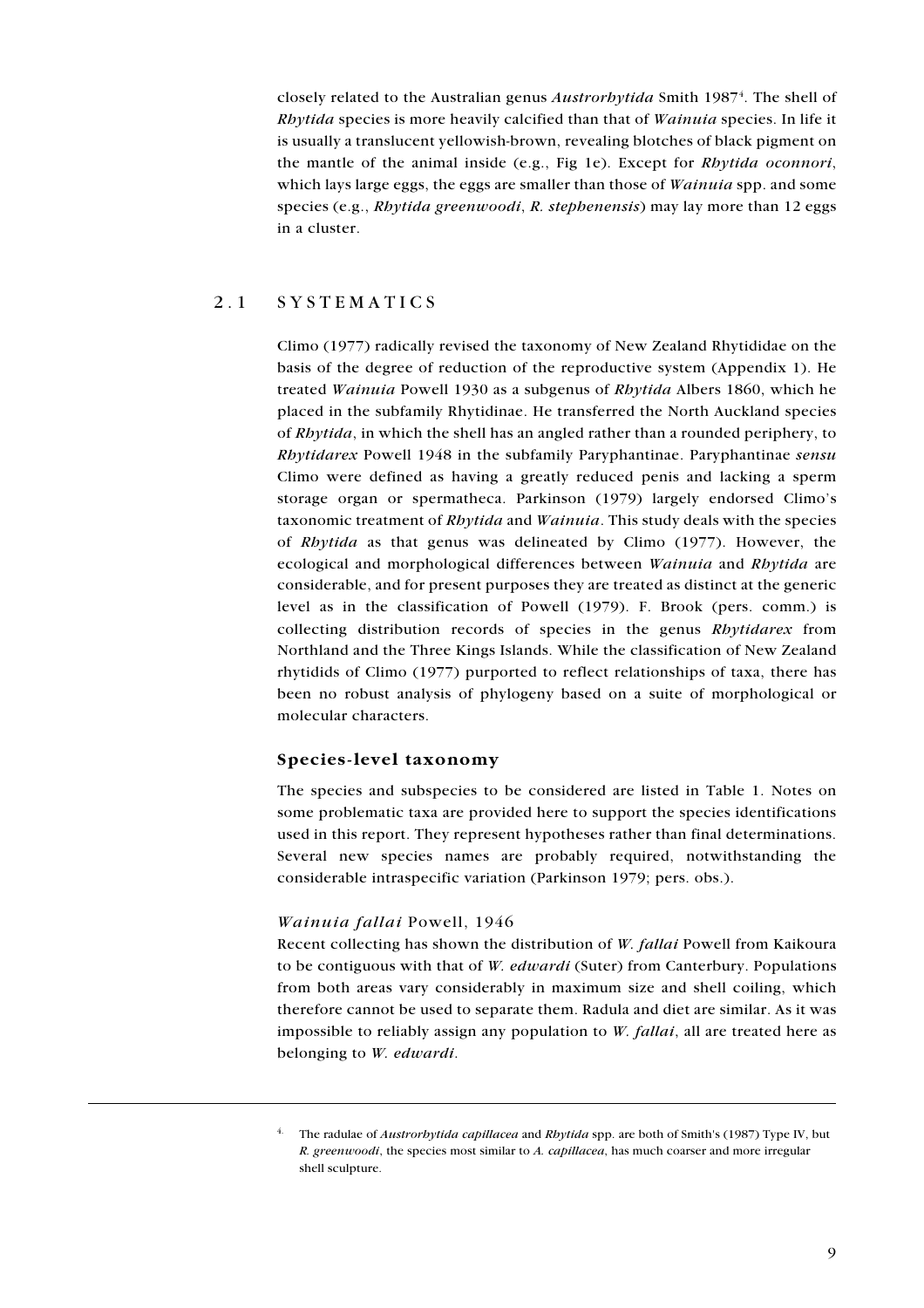closely related to the Australian genus *Austrorhytida* Smith 1987[4]. The shell of *Rhytida* species is more heavily calcified than that of *Wainuia* species. In life it is usually a translucent yellowish-brown, revealing blotches of black pigment on the mantle of the animal inside (e.g., Fig 1e). Except for *Rhytida oconnori*, which lays large eggs, the eggs are smaller than those of *Wainuia* spp. and some species (e.g., *Rhytida greenwoodi*, *R. stephenensis*) may lay more than 12 eggs in a cluster.

## 2.1 SYSTEMATICS

Climo (1977) radically revised the taxonomy of New Zealand Rhytididae on the basis of the degree of reduction of the reproductive system (Appendix 1). He treated *Wainuia* Powell 1930 as a subgenus of *Rhytida* Albers 1860, which he placed in the subfamily Rhytidinae. He transferred the North Auckland species of *Rhytida*, in which the shell has an angled rather than a rounded periphery, to *Rhytidarex* Powell 1948 in the subfamily Paryphantinae. Paryphantinae *sensu* Climo were defined as having a greatly reduced penis and lacking a sperm storage organ or spermatheca. Parkinson (1979) largely endorsed Climo's taxonomic treatment of *Rhytida* and *Wainuia*. This study deals with the species of *Rhytida* as that genus was delineated by Climo (1977). However, the ecological and morphological differences between *Wainuia* and *Rhytida* are considerable, and for present purposes they are treated as distinct at the generic level as in the classification of Powell (1979). F. Brook (pers. comm.) is collecting distribution records of species in the genus *Rhytidarex* from Northland and the Three Kings Islands. While the classification of New Zealand rhytidids of Climo (1977) purported to reflect relationships of taxa, there has been no robust analysis of phylogeny based on a suite of morphological or molecular characters.

### Species-level taxonomy

The species and subspecies to be considered are listed in Table 1. Notes on some problematic taxa are provided here to support the species identifications used in this report. They represent hypotheses rather than final determinations. Several new species names are probably required, notwithstanding the considerable intraspecific variation (Parkinson 1979; pers. obs.).

#### *Wainuia fallai* Powell, 1946

Recent collecting has shown the distribution of *W. fallai* Powell from Kaikoura to be contiguous with that of *W. edwardi* (Suter) from Canterbury. Populations from both areas vary considerably in maximum size and shell coiling, which therefore cannot be used to separate them. Radula and diet are similar. As it was impossible to reliably assign any population to *W. fallai*, all are treated here as belonging to *W. edwardi*.

---

[4] The radulae of *Austrorhytida capillacea* and *Rhytida* spp. are both of Smith's (1987) Type IV, but *R. greenwoodi*, the species most similar to *A. capillacea*, has much coarser and more irregular shell sculpture.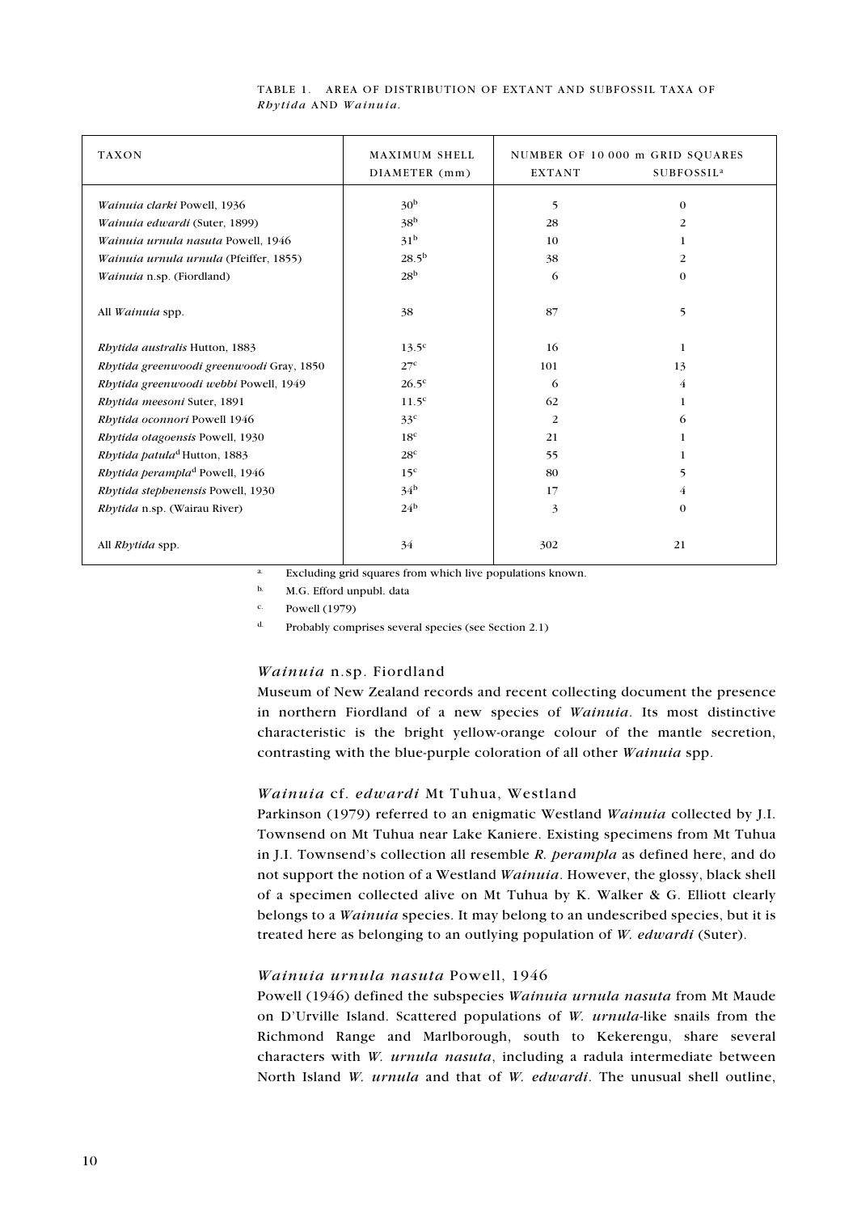TABLE 1. AREA OF DISTRIBUTION OF EXTANT AND SUBFOSSIL TAXA OF *Rhytida* AND *Wainuia*.

| TAXON | MAXIMUM SHELL DIAMETER (mm) | NUMBER OF 10 000 m GRID SQUARES | |
|---|---|---|---|
| | | EXTANT | SUBFOSSIL[a] |
| *Wainuia clarki* Powell, 1936 | 30[b] | 5 | 0 |
| *Wainuia edwardi* (Suter, 1899) | 38[b] | 28 | 2 |
| *Wainuia urnula nasuta* Powell, 1946 | 31[b] | 10 | 1 |
| *Wainuia urnula urnula* (Pfeiffer, 1855) | 28.5[b] | 38 | 2 |
| *Wainuia* n.sp. (Fiordland) | 28[b] | 6 | 0 |
| All *Wainuia* spp. | 38 | 87 | 5 |
| *Rhytida australis* Hutton, 1883 | 13.5[c] | 16 | 1 |
| *Rhytida greenwoodi greenwoodi* Gray, 1850 | 27[c] | 101 | 13 |
| *Rhytida greenwoodi webbi* Powell, 1949 | 26.5[c] | 6 | 4 |
| *Rhytida meesoni* Suter, 1891 | 11.5[c] | 62 | 1 |
| *Rhytida oconnori* Powell 1946 | 33[c] | 2 | 6 |
| *Rhytida otagoensis* Powell, 1930 | 18[c] | 21 | 1 |
| *Rhytida patula*[d] Hutton, 1883 | 28[c] | 55 | 1 |
| *Rhytida perampla*[d] Powell, 1946 | 15[c] | 80 | 5 |
| *Rhytida stephenensis* Powell, 1930 | 34[b] | 17 | 4 |
| *Rhytida* n.sp. (Wairau River) | 24[b] | 3 | 0 |
| All *Rhytida* spp. | 34 | 302 | 21 |

[a] Excluding grid squares from which live populations known.

[b] M.G. Efford unpubl. data

[c] Powell (1979)

[d] Probably comprises several species (see Section 2.1)

### *Wainuia* n.sp. Fiordland

Museum of New Zealand records and recent collecting document the presence in northern Fiordland of a new species of *Wainuia*. Its most distinctive characteristic is the bright yellow-orange colour of the mantle secretion, contrasting with the blue-purple coloration of all other *Wainuia* spp.

### *Wainuia* cf. *edwardi* Mt Tuhua, Westland

Parkinson (1979) referred to an enigmatic Westland *Wainuia* collected by J.I. Townsend on Mt Tuhua near Lake Kaniere. Existing specimens from Mt Tuhua in J.I. Townsend's collection all resemble *R. perampla* as defined here, and do not support the notion of a Westland *Wainuia*. However, the glossy, black shell of a specimen collected alive on Mt Tuhua by K. Walker & G. Elliott clearly belongs to a *Wainuia* species. It may belong to an undescribed species, but it is treated here as belonging to an outlying population of *W. edwardi* (Suter).

### *Wainuia urnula nasuta* Powell, 1946

Powell (1946) defined the subspecies *Wainuia urnula nasuta* from Mt Maude on D'Urville Island. Scattered populations of *W. urnula*-like snails from the Richmond Range and Marlborough, south to Kekerengu, share several characters with *W. urnula nasuta*, including a radula intermediate between North Island *W. urnula* and that of *W. edwardi*. The unusual shell outline,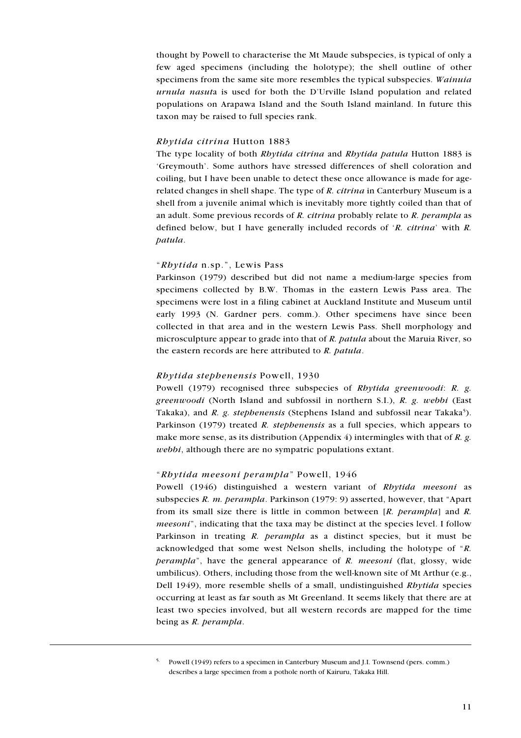thought by Powell to characterise the Mt Maude subspecies, is typical of only a few aged specimens (including the holotype); the shell outline of other specimens from the same site more resembles the typical subspecies. *Wainuia urnula nasut*a is used for both the D'Urville Island population and related populations on Arapawa Island and the South Island mainland. In future this taxon may be raised to full species rank.

### *Rhytida citrina* Hutton 1883

The type locality of both *Rhytida citrina* and *Rhytida patula* Hutton 1883 is 'Greymouth'. Some authors have stressed differences of shell coloration and coiling, but I have been unable to detect these once allowance is made for age-related changes in shell shape. The type of *R. citrina* in Canterbury Museum is a shell from a juvenile animal which is inevitably more tightly coiled than that of an adult. Some previous records of *R. citrina* probably relate to *R. perampla* as defined below, but I have generally included records of '*R. citrina*' with *R. patula*.

### "*Rhytida* n.sp.", Lewis Pass

Parkinson (1979) described but did not name a medium-large species from specimens collected by B.W. Thomas in the eastern Lewis Pass area. The specimens were lost in a filing cabinet at Auckland Institute and Museum until early 1993 (N. Gardner pers. comm.). Other specimens have since been collected in that area and in the western Lewis Pass. Shell morphology and microsculpture appear to grade into that of *R. patula* about the Maruia River, so the eastern records are here attributed to *R. patula*.

### *Rhytida stephenensis* Powell, 1930

Powell (1979) recognised three subspecies of *Rhytida greenwoodi*: *R. g. greenwoodi* (North Island and subfossil in northern S.I.), *R. g. webbi* (East Takaka), and *R. g. stephenensis* (Stephens Island and subfossil near Takaka[5]). Parkinson (1979) treated *R. stephenensis* as a full species, which appears to make more sense, as its distribution (Appendix 4) intermingles with that of *R. g. webbi*, although there are no sympatric populations extant.

### "*Rhytida meesoni perampla*" Powell, 1946

Powell (1946) distinguished a western variant of *Rhytida meesoni* as subspecies *R. m. perampla*. Parkinson (1979: 9) asserted, however, that "Apart from its small size there is little in common between [*R. perampla*] and *R. meesoni*", indicating that the taxa may be distinct at the species level. I follow Parkinson in treating *R. perampla* as a distinct species, but it must be acknowledged that some west Nelson shells, including the holotype of "*R. perampla*", have the general appearance of *R. meesoni* (flat, glossy, wide umbilicus). Others, including those from the well-known site of Mt Arthur (e.g., Dell 1949), more resemble shells of a small, undistinguished *Rhytida* species occurring at least as far south as Mt Greenland. It seems likely that there are at least two species involved, but all western records are mapped for the time being as *R. perampla*.

---

[5] Powell (1949) refers to a specimen in Canterbury Museum and J.I. Townsend (pers. comm.) describes a large specimen from a pothole north of Kairuru, Takaka Hill.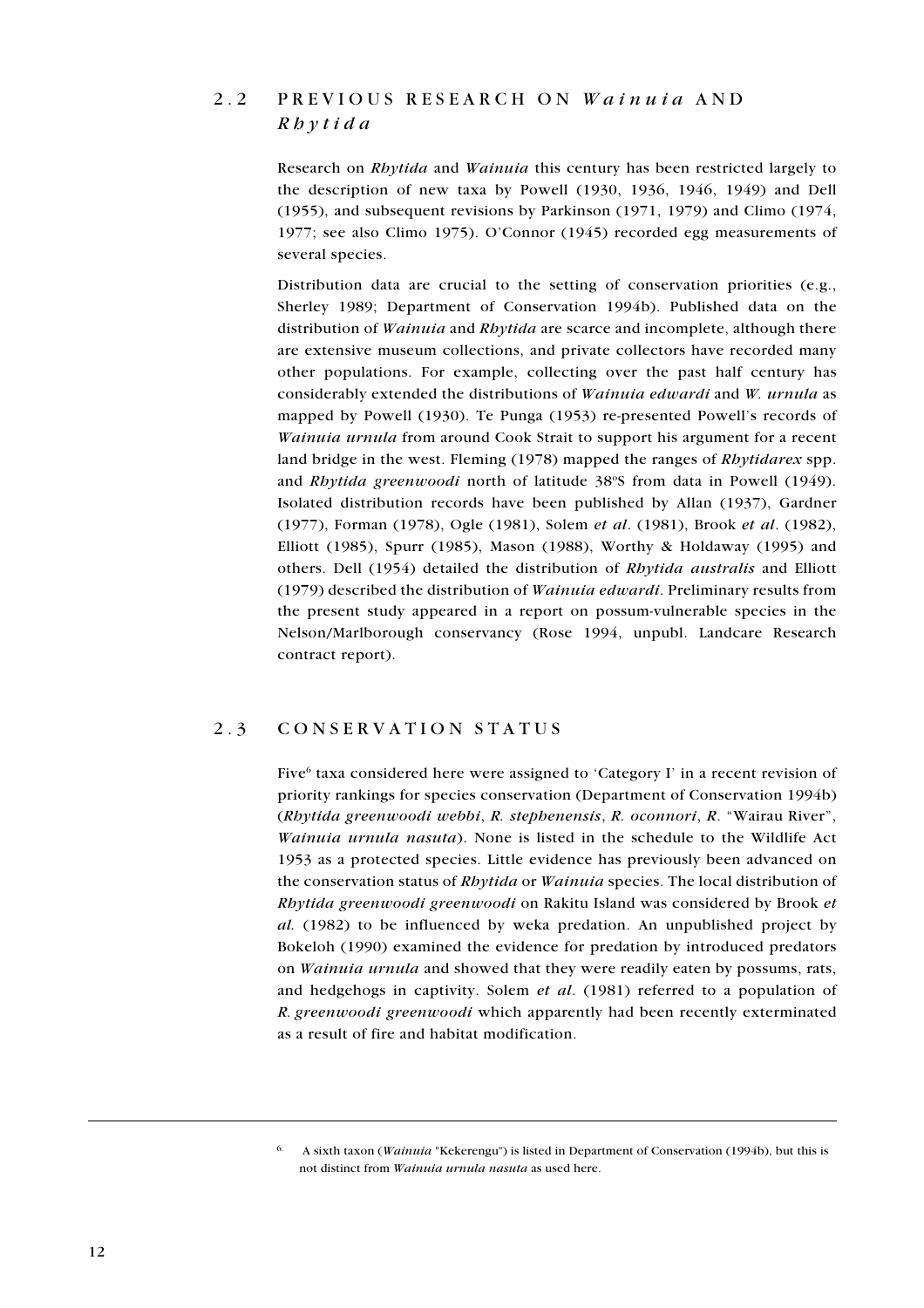## 2.2 PREVIOUS RESEARCH ON *Wainuia* AND *Rhytida*

Research on *Rhytida* and *Wainuia* this century has been restricted largely to the description of new taxa by Powell (1930, 1936, 1946, 1949) and Dell (1955), and subsequent revisions by Parkinson (1971, 1979) and Climo (1974, 1977; see also Climo 1975). O'Connor (1945) recorded egg measurements of several species.

Distribution data are crucial to the setting of conservation priorities (e.g., Sherley 1989; Department of Conservation 1994b). Published data on the distribution of *Wainuia* and *Rhytida* are scarce and incomplete, although there are extensive museum collections, and private collectors have recorded many other populations. For example, collecting over the past half century has considerably extended the distributions of *Wainuia edwardi* and *W. urnula* as mapped by Powell (1930). Te Punga (1953) re-presented Powell's records of *Wainuia urnula* from around Cook Strait to support his argument for a recent land bridge in the west. Fleming (1978) mapped the ranges of *Rhytidarex* spp. and *Rhytida greenwoodi* north of latitude 38ºS from data in Powell (1949). Isolated distribution records have been published by Allan (1937), Gardner (1977), Forman (1978), Ogle (1981), Solem *et al*. (1981), Brook *et al*. (1982), Elliott (1985), Spurr (1985), Mason (1988), Worthy & Holdaway (1995) and others. Dell (1954) detailed the distribution of *Rhytida australis* and Elliott (1979) described the distribution of *Wainuia edwardi*. Preliminary results from the present study appeared in a report on possum-vulnerable species in the Nelson/Marlborough conservancy (Rose 1994, unpubl. Landcare Research contract report).

## 2.3 CONSERVATION STATUS

Five[6] taxa considered here were assigned to 'Category I' in a recent revision of priority rankings for species conservation (Department of Conservation 1994b) (*Rhytida greenwoodi webbi*, *R. stephenensis*, *R. oconnori*, *R.* "Wairau River", *Wainuia urnula nasuta*). None is listed in the schedule to the Wildlife Act 1953 as a protected species. Little evidence has previously been advanced on the conservation status of *Rhytida* or *Wainuia* species. The local distribution of *Rhytida greenwoodi greenwoodi* on Rakitu Island was considered by Brook *et al.* (1982) to be influenced by weka predation. An unpublished project by Bokeloh (1990) examined the evidence for predation by introduced predators on *Wainuia urnula* and showed that they were readily eaten by possums, rats, and hedgehogs in captivity. Solem *et al*. (1981) referred to a population of *R. greenwoodi greenwoodi* which apparently had been recently exterminated as a result of fire and habitat modification.

---

[6] A sixth taxon (*Wainuia* "Kekerengu") is listed in Department of Conservation (1994b), but this is not distinct from *Wainuia urnula nasuta* as used here.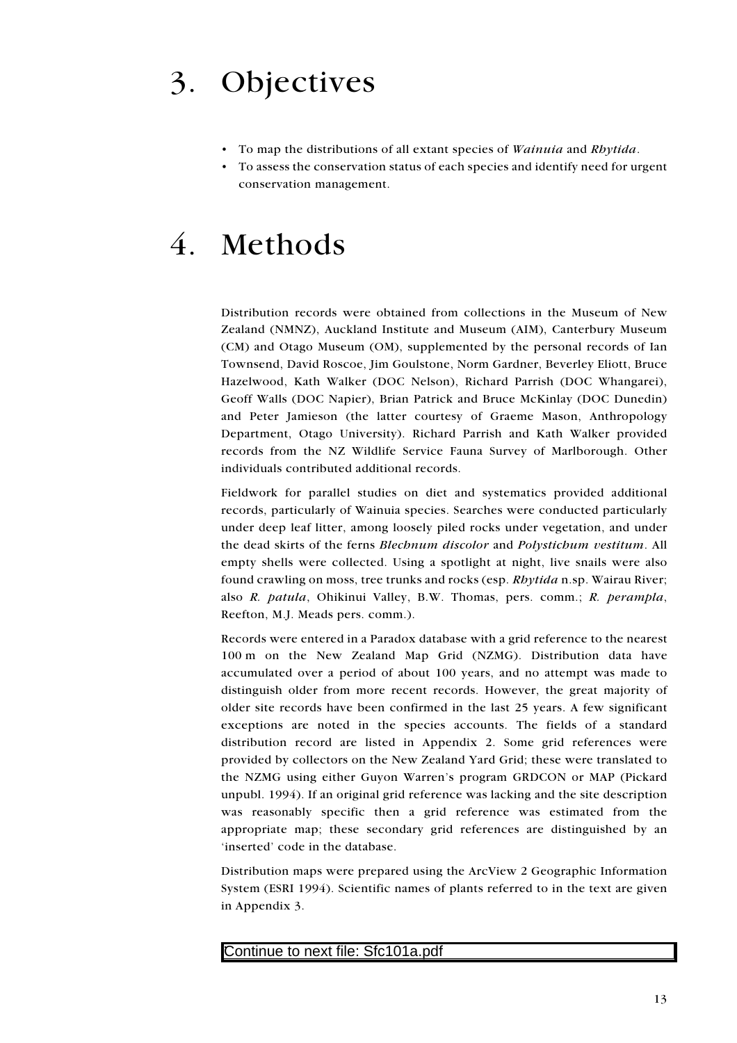# 3. Objectives

- To map the distributions of all extant species of *Wainuia* and *Rhytida*.
- To assess the conservation status of each species and identify need for urgent conservation management.

# 4. Methods

Distribution records were obtained from collections in the Museum of New Zealand (NMNZ), Auckland Institute and Museum (AIM), Canterbury Museum (CM) and Otago Museum (OM), supplemented by the personal records of Ian Townsend, David Roscoe, Jim Goulstone, Norm Gardner, Beverley Eliott, Bruce Hazelwood, Kath Walker (DOC Nelson), Richard Parrish (DOC Whangarei), Geoff Walls (DOC Napier), Brian Patrick and Bruce McKinlay (DOC Dunedin) and Peter Jamieson (the latter courtesy of Graeme Mason, Anthropology Department, Otago University). Richard Parrish and Kath Walker provided records from the NZ Wildlife Service Fauna Survey of Marlborough. Other individuals contributed additional records.

Fieldwork for parallel studies on diet and systematics provided additional records, particularly of Wainuia species. Searches were conducted particularly under deep leaf litter, among loosely piled rocks under vegetation, and under the dead skirts of the ferns *Blechnum discolor* and *Polystichum vestitum*. All empty shells were collected. Using a spotlight at night, live snails were also found crawling on moss, tree trunks and rocks (esp. *Rhytida* n.sp. Wairau River; also *R. patula*, Ohikinui Valley, B.W. Thomas, pers. comm.; *R. perampla*, Reefton, M.J. Meads pers. comm.).

Records were entered in a Paradox database with a grid reference to the nearest 100 m on the New Zealand Map Grid (NZMG). Distribution data have accumulated over a period of about 100 years, and no attempt was made to distinguish older from more recent records. However, the great majority of older site records have been confirmed in the last 25 years. A few significant exceptions are noted in the species accounts. The fields of a standard distribution record are listed in Appendix 2. Some grid references were provided by collectors on the New Zealand Yard Grid; these were translated to the NZMG using either Guyon Warren's program GRDCON or MAP (Pickard unpubl. 1994). If an original grid reference was lacking and the site description was reasonably specific then a grid reference was estimated from the appropriate map; these secondary grid references are distinguished by an 'inserted' code in the database.

Distribution maps were prepared using the ArcView 2 Geographic Information System (ESRI 1994). Scientific names of plants referred to in the text are given in Appendix 3.

Continue to next file: Sfc101a.pdf